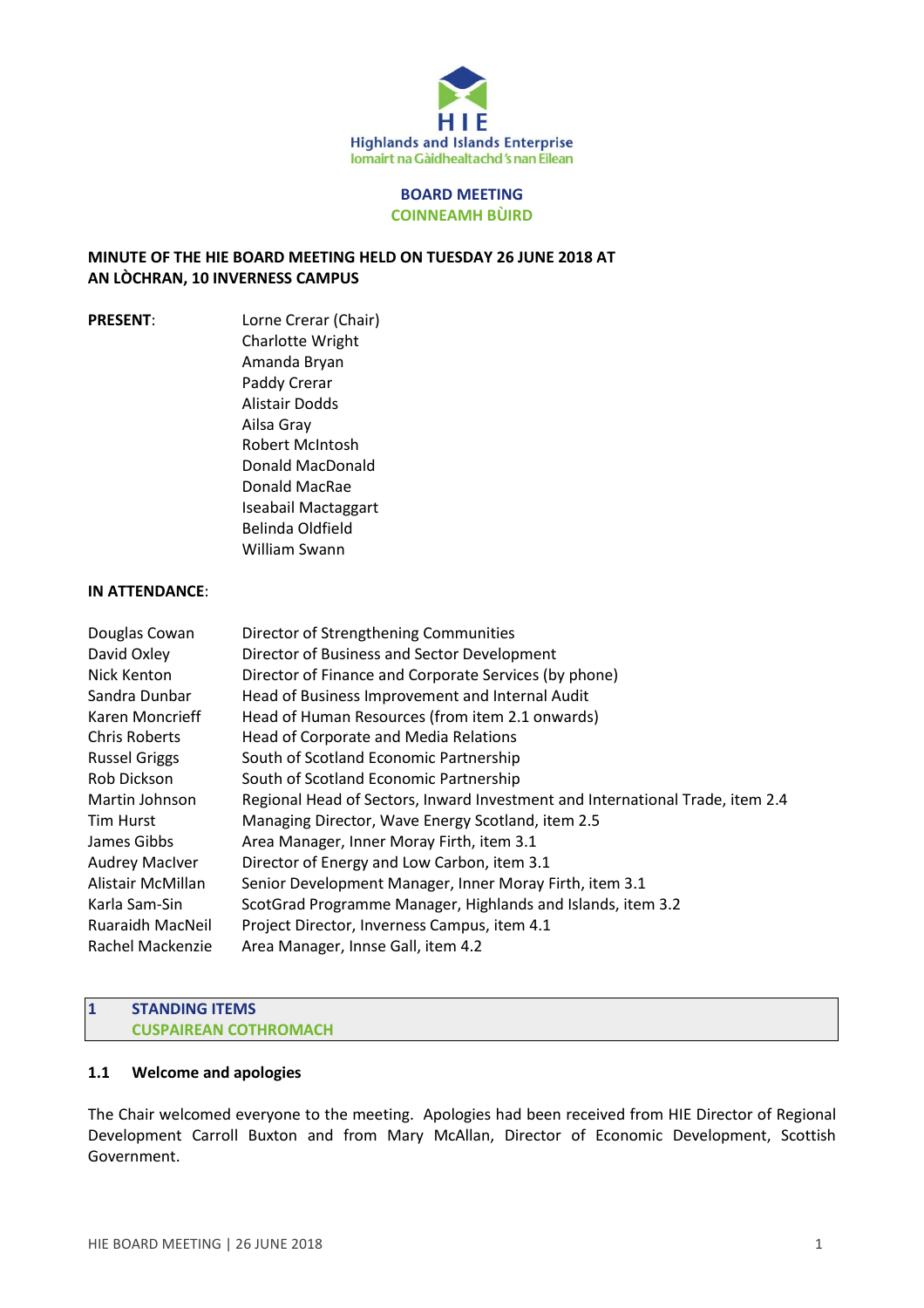**HIE**
**Highlands and Islands Enterprise**
**Iomairt na Gàidhealtachd 's nan Eilean**

**BOARD MEETING**
**COINNEAMH BÙIRD**

**MINUTE OF THE HIE BOARD MEETING HELD ON TUESDAY 26 JUNE 2018 AT AN LÒCHRAN, 10 INVERNESS CAMPUS**

**PRESENT**:

Lorne Crerar (Chair)
Charlotte Wright
Amanda Bryan
Paddy Crerar
Alistair Dodds
Ailsa Gray
Robert McIntosh
Donald MacDonald
Donald MacRae
Iseabail Mactaggart
Belinda Oldfield
William Swann

**IN ATTENDANCE**:

| | |
|---|---|
| Douglas Cowan | Director of Strengthening Communities |
| David Oxley | Director of Business and Sector Development |
| Nick Kenton | Director of Finance and Corporate Services (by phone) |
| Sandra Dunbar | Head of Business Improvement and Internal Audit |
| Karen Moncrieff | Head of Human Resources (from item 2.1 onwards) |
| Chris Roberts | Head of Corporate and Media Relations |
| Russel Griggs | South of Scotland Economic Partnership |
| Rob Dickson | South of Scotland Economic Partnership |
| Martin Johnson | Regional Head of Sectors, Inward Investment and International Trade, item 2.4 |
| Tim Hurst | Managing Director, Wave Energy Scotland, item 2.5 |
| James Gibbs | Area Manager, Inner Moray Firth, item 3.1 |
| Audrey MacIver | Director of Energy and Low Carbon, item 3.1 |
| Alistair McMillan | Senior Development Manager, Inner Moray Firth, item 3.1 |
| Karla Sam-Sin | ScotGrad Programme Manager, Highlands and Islands, item 3.2 |
| Ruaraidh MacNeil | Project Director, Inverness Campus, item 4.1 |
| Rachel Mackenzie | Area Manager, Innse Gall, item 4.2 |

## 1 STANDING ITEMS
## CUSPAIREAN COTHROMACH

### 1.1 Welcome and apologies

The Chair welcomed everyone to the meeting. Apologies had been received from HIE Director of Regional Development Carroll Buxton and from Mary McAllan, Director of Economic Development, Scottish Government.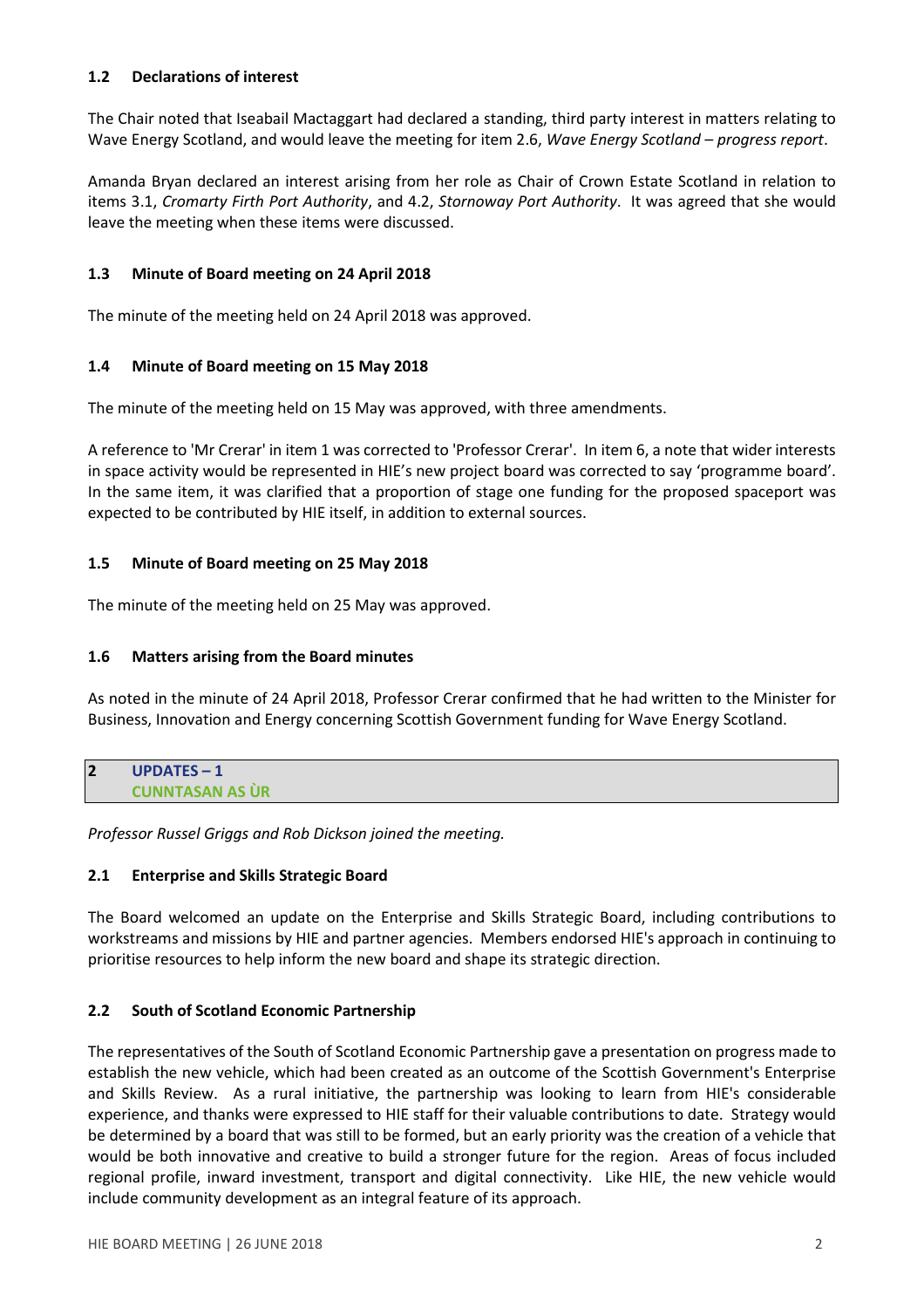### 1.2 Declarations of interest

The Chair noted that Iseabail Mactaggart had declared a standing, third party interest in matters relating to Wave Energy Scotland, and would leave the meeting for item 2.6, *Wave Energy Scotland – progress report*.

Amanda Bryan declared an interest arising from her role as Chair of Crown Estate Scotland in relation to items 3.1, *Cromarty Firth Port Authority*, and 4.2, *Stornoway Port Authority*. It was agreed that she would leave the meeting when these items were discussed.

### 1.3 Minute of Board meeting on 24 April 2018

The minute of the meeting held on 24 April 2018 was approved.

### 1.4 Minute of Board meeting on 15 May 2018

The minute of the meeting held on 15 May was approved, with three amendments.

A reference to 'Mr Crerar' in item 1 was corrected to 'Professor Crerar'. In item 6, a note that wider interests in space activity would be represented in HIE's new project board was corrected to say 'programme board'. In the same item, it was clarified that a proportion of stage one funding for the proposed spaceport was expected to be contributed by HIE itself, in addition to external sources.

### 1.5 Minute of Board meeting on 25 May 2018

The minute of the meeting held on 25 May was approved.

### 1.6 Matters arising from the Board minutes

As noted in the minute of 24 April 2018, Professor Crerar confirmed that he had written to the Minister for Business, Innovation and Energy concerning Scottish Government funding for Wave Energy Scotland.

## 2 UPDATES – 1
## CUNNTASAN AS ÙR

*Professor Russel Griggs and Rob Dickson joined the meeting.*

### 2.1 Enterprise and Skills Strategic Board

The Board welcomed an update on the Enterprise and Skills Strategic Board, including contributions to workstreams and missions by HIE and partner agencies. Members endorsed HIE's approach in continuing to prioritise resources to help inform the new board and shape its strategic direction.

### 2.2 South of Scotland Economic Partnership

The representatives of the South of Scotland Economic Partnership gave a presentation on progress made to establish the new vehicle, which had been created as an outcome of the Scottish Government's Enterprise and Skills Review. As a rural initiative, the partnership was looking to learn from HIE's considerable experience, and thanks were expressed to HIE staff for their valuable contributions to date. Strategy would be determined by a board that was still to be formed, but an early priority was the creation of a vehicle that would be both innovative and creative to build a stronger future for the region. Areas of focus included regional profile, inward investment, transport and digital connectivity. Like HIE, the new vehicle would include community development as an integral feature of its approach.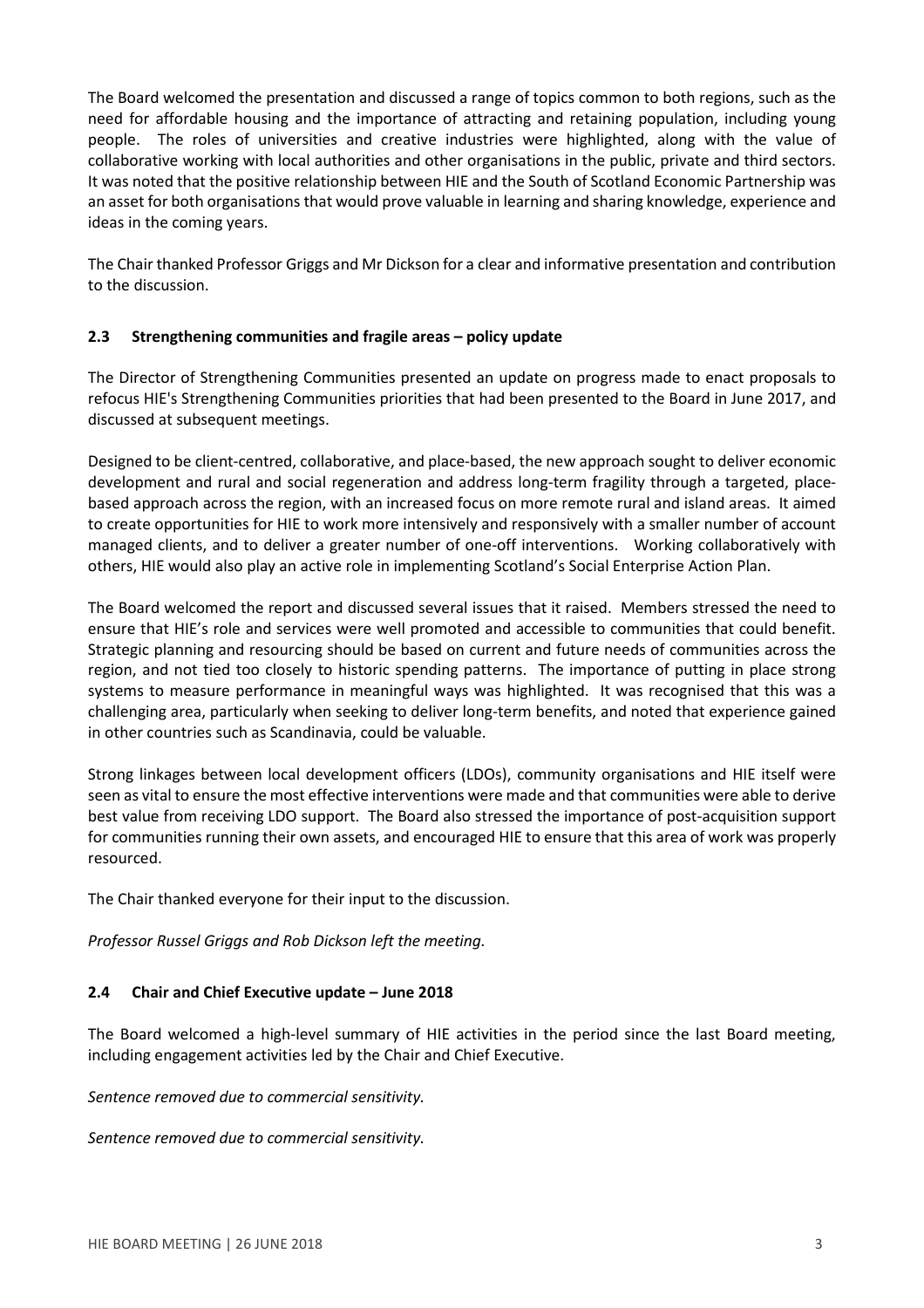The Board welcomed the presentation and discussed a range of topics common to both regions, such as the need for affordable housing and the importance of attracting and retaining population, including young people. The roles of universities and creative industries were highlighted, along with the value of collaborative working with local authorities and other organisations in the public, private and third sectors. It was noted that the positive relationship between HIE and the South of Scotland Economic Partnership was an asset for both organisations that would prove valuable in learning and sharing knowledge, experience and ideas in the coming years.

The Chair thanked Professor Griggs and Mr Dickson for a clear and informative presentation and contribution to the discussion.

### 2.3 Strengthening communities and fragile areas – policy update

The Director of Strengthening Communities presented an update on progress made to enact proposals to refocus HIE's Strengthening Communities priorities that had been presented to the Board in June 2017, and discussed at subsequent meetings.

Designed to be client-centred, collaborative, and place-based, the new approach sought to deliver economic development and rural and social regeneration and address long-term fragility through a targeted, place-based approach across the region, with an increased focus on more remote rural and island areas. It aimed to create opportunities for HIE to work more intensively and responsively with a smaller number of account managed clients, and to deliver a greater number of one-off interventions. Working collaboratively with others, HIE would also play an active role in implementing Scotland's Social Enterprise Action Plan.

The Board welcomed the report and discussed several issues that it raised. Members stressed the need to ensure that HIE's role and services were well promoted and accessible to communities that could benefit. Strategic planning and resourcing should be based on current and future needs of communities across the region, and not tied too closely to historic spending patterns. The importance of putting in place strong systems to measure performance in meaningful ways was highlighted. It was recognised that this was a challenging area, particularly when seeking to deliver long-term benefits, and noted that experience gained in other countries such as Scandinavia, could be valuable.

Strong linkages between local development officers (LDOs), community organisations and HIE itself were seen as vital to ensure the most effective interventions were made and that communities were able to derive best value from receiving LDO support. The Board also stressed the importance of post-acquisition support for communities running their own assets, and encouraged HIE to ensure that this area of work was properly resourced.

The Chair thanked everyone for their input to the discussion.

*Professor Russel Griggs and Rob Dickson left the meeting.*

### 2.4 Chair and Chief Executive update – June 2018

The Board welcomed a high-level summary of HIE activities in the period since the last Board meeting, including engagement activities led by the Chair and Chief Executive.

*Sentence removed due to commercial sensitivity.*

*Sentence removed due to commercial sensitivity.*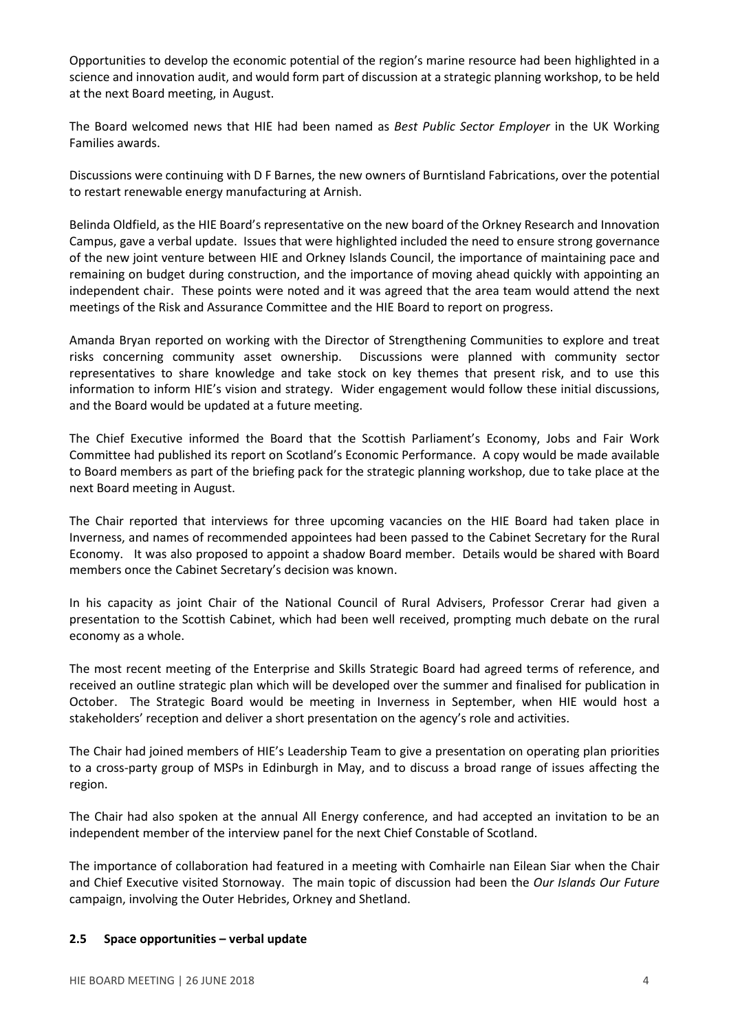Opportunities to develop the economic potential of the region's marine resource had been highlighted in a science and innovation audit, and would form part of discussion at a strategic planning workshop, to be held at the next Board meeting, in August.

The Board welcomed news that HIE had been named as *Best Public Sector Employer* in the UK Working Families awards.

Discussions were continuing with D F Barnes, the new owners of Burntisland Fabrications, over the potential to restart renewable energy manufacturing at Arnish.

Belinda Oldfield, as the HIE Board's representative on the new board of the Orkney Research and Innovation Campus, gave a verbal update. Issues that were highlighted included the need to ensure strong governance of the new joint venture between HIE and Orkney Islands Council, the importance of maintaining pace and remaining on budget during construction, and the importance of moving ahead quickly with appointing an independent chair. These points were noted and it was agreed that the area team would attend the next meetings of the Risk and Assurance Committee and the HIE Board to report on progress.

Amanda Bryan reported on working with the Director of Strengthening Communities to explore and treat risks concerning community asset ownership. Discussions were planned with community sector representatives to share knowledge and take stock on key themes that present risk, and to use this information to inform HIE's vision and strategy. Wider engagement would follow these initial discussions, and the Board would be updated at a future meeting.

The Chief Executive informed the Board that the Scottish Parliament's Economy, Jobs and Fair Work Committee had published its report on Scotland's Economic Performance. A copy would be made available to Board members as part of the briefing pack for the strategic planning workshop, due to take place at the next Board meeting in August.

The Chair reported that interviews for three upcoming vacancies on the HIE Board had taken place in Inverness, and names of recommended appointees had been passed to the Cabinet Secretary for the Rural Economy. It was also proposed to appoint a shadow Board member. Details would be shared with Board members once the Cabinet Secretary's decision was known.

In his capacity as joint Chair of the National Council of Rural Advisers, Professor Crerar had given a presentation to the Scottish Cabinet, which had been well received, prompting much debate on the rural economy as a whole.

The most recent meeting of the Enterprise and Skills Strategic Board had agreed terms of reference, and received an outline strategic plan which will be developed over the summer and finalised for publication in October. The Strategic Board would be meeting in Inverness in September, when HIE would host a stakeholders' reception and deliver a short presentation on the agency's role and activities.

The Chair had joined members of HIE's Leadership Team to give a presentation on operating plan priorities to a cross-party group of MSPs in Edinburgh in May, and to discuss a broad range of issues affecting the region.

The Chair had also spoken at the annual All Energy conference, and had accepted an invitation to be an independent member of the interview panel for the next Chief Constable of Scotland.

The importance of collaboration had featured in a meeting with Comhairle nan Eilean Siar when the Chair and Chief Executive visited Stornoway. The main topic of discussion had been the *Our Islands Our Future* campaign, involving the Outer Hebrides, Orkney and Shetland.

### 2.5 Space opportunities – verbal update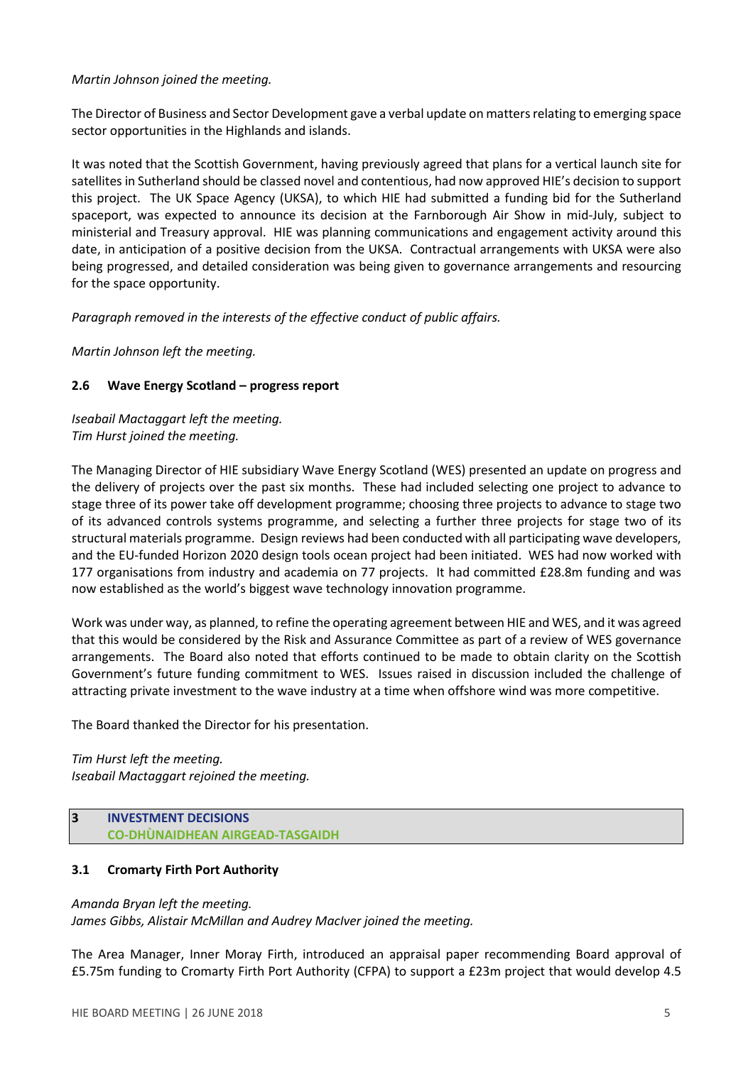*Martin Johnson joined the meeting.*

The Director of Business and Sector Development gave a verbal update on matters relating to emerging space sector opportunities in the Highlands and islands.

It was noted that the Scottish Government, having previously agreed that plans for a vertical launch site for satellites in Sutherland should be classed novel and contentious, had now approved HIE's decision to support this project. The UK Space Agency (UKSA), to which HIE had submitted a funding bid for the Sutherland spaceport, was expected to announce its decision at the Farnborough Air Show in mid-July, subject to ministerial and Treasury approval. HIE was planning communications and engagement activity around this date, in anticipation of a positive decision from the UKSA. Contractual arrangements with UKSA were also being progressed, and detailed consideration was being given to governance arrangements and resourcing for the space opportunity.

*Paragraph removed in the interests of the effective conduct of public affairs.*

*Martin Johnson left the meeting.*

### 2.6 Wave Energy Scotland – progress report

*Iseabail Mactaggart left the meeting.*
*Tim Hurst joined the meeting.*

The Managing Director of HIE subsidiary Wave Energy Scotland (WES) presented an update on progress and the delivery of projects over the past six months. These had included selecting one project to advance to stage three of its power take off development programme; choosing three projects to advance to stage two of its advanced controls systems programme, and selecting a further three projects for stage two of its structural materials programme. Design reviews had been conducted with all participating wave developers, and the EU-funded Horizon 2020 design tools ocean project had been initiated. WES had now worked with 177 organisations from industry and academia on 77 projects. It had committed £28.8m funding and was now established as the world's biggest wave technology innovation programme.

Work was under way, as planned, to refine the operating agreement between HIE and WES, and it was agreed that this would be considered by the Risk and Assurance Committee as part of a review of WES governance arrangements. The Board also noted that efforts continued to be made to obtain clarity on the Scottish Government's future funding commitment to WES. Issues raised in discussion included the challenge of attracting private investment to the wave industry at a time when offshore wind was more competitive.

The Board thanked the Director for his presentation.

*Tim Hurst left the meeting.*
*Iseabail Mactaggart rejoined the meeting.*

## 3 INVESTMENT DECISIONS
## CO-DHÙNAIDHEAN AIRGEAD-TASGAIDH

### 3.1 Cromarty Firth Port Authority

*Amanda Bryan left the meeting.*
*James Gibbs, Alistair McMillan and Audrey MacIver joined the meeting.*

The Area Manager, Inner Moray Firth, introduced an appraisal paper recommending Board approval of £5.75m funding to Cromarty Firth Port Authority (CFPA) to support a £23m project that would develop 4.5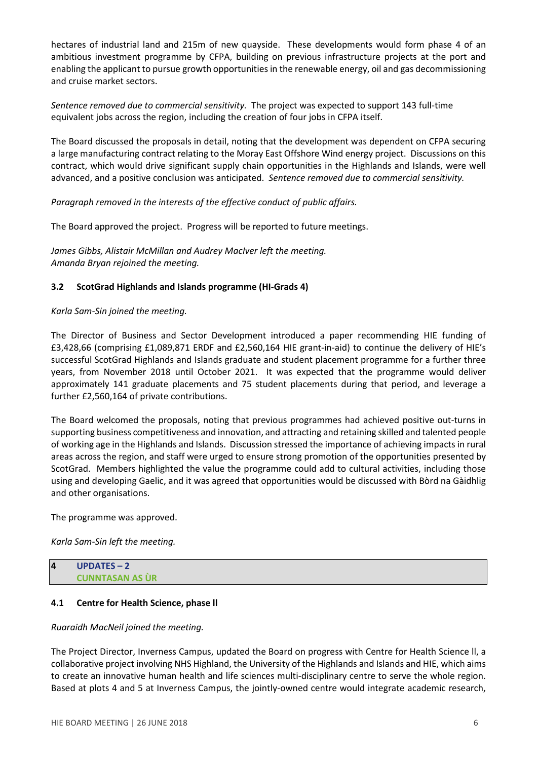hectares of industrial land and 215m of new quayside. These developments would form phase 4 of an ambitious investment programme by CFPA, building on previous infrastructure projects at the port and enabling the applicant to pursue growth opportunities in the renewable energy, oil and gas decommissioning and cruise market sectors.

*Sentence removed due to commercial sensitivity.* The project was expected to support 143 full-time equivalent jobs across the region, including the creation of four jobs in CFPA itself.

The Board discussed the proposals in detail, noting that the development was dependent on CFPA securing a large manufacturing contract relating to the Moray East Offshore Wind energy project. Discussions on this contract, which would drive significant supply chain opportunities in the Highlands and Islands, were well advanced, and a positive conclusion was anticipated. *Sentence removed due to commercial sensitivity.*

*Paragraph removed in the interests of the effective conduct of public affairs.*

The Board approved the project. Progress will be reported to future meetings.

*James Gibbs, Alistair McMillan and Audrey MacIver left the meeting.*
*Amanda Bryan rejoined the meeting.*

### 3.2 ScotGrad Highlands and Islands programme (HI-Grads 4)

*Karla Sam-Sin joined the meeting.*

The Director of Business and Sector Development introduced a paper recommending HIE funding of £3,428,66 (comprising £1,089,871 ERDF and £2,560,164 HIE grant-in-aid) to continue the delivery of HIE's successful ScotGrad Highlands and Islands graduate and student placement programme for a further three years, from November 2018 until October 2021. It was expected that the programme would deliver approximately 141 graduate placements and 75 student placements during that period, and leverage a further £2,560,164 of private contributions.

The Board welcomed the proposals, noting that previous programmes had achieved positive out-turns in supporting business competitiveness and innovation, and attracting and retaining skilled and talented people of working age in the Highlands and Islands. Discussion stressed the importance of achieving impacts in rural areas across the region, and staff were urged to ensure strong promotion of the opportunities presented by ScotGrad. Members highlighted the value the programme could add to cultural activities, including those using and developing Gaelic, and it was agreed that opportunities would be discussed with Bòrd na Gàidhlig and other organisations.

The programme was approved.

*Karla Sam-Sin left the meeting.*

## 4 UPDATES – 2
## CUNNTASAN AS ÙR

### 4.1 Centre for Health Science, phase ll

*Ruaraidh MacNeil joined the meeting.*

The Project Director, Inverness Campus, updated the Board on progress with Centre for Health Science ll, a collaborative project involving NHS Highland, the University of the Highlands and Islands and HIE, which aims to create an innovative human health and life sciences multi-disciplinary centre to serve the whole region. Based at plots 4 and 5 at Inverness Campus, the jointly-owned centre would integrate academic research,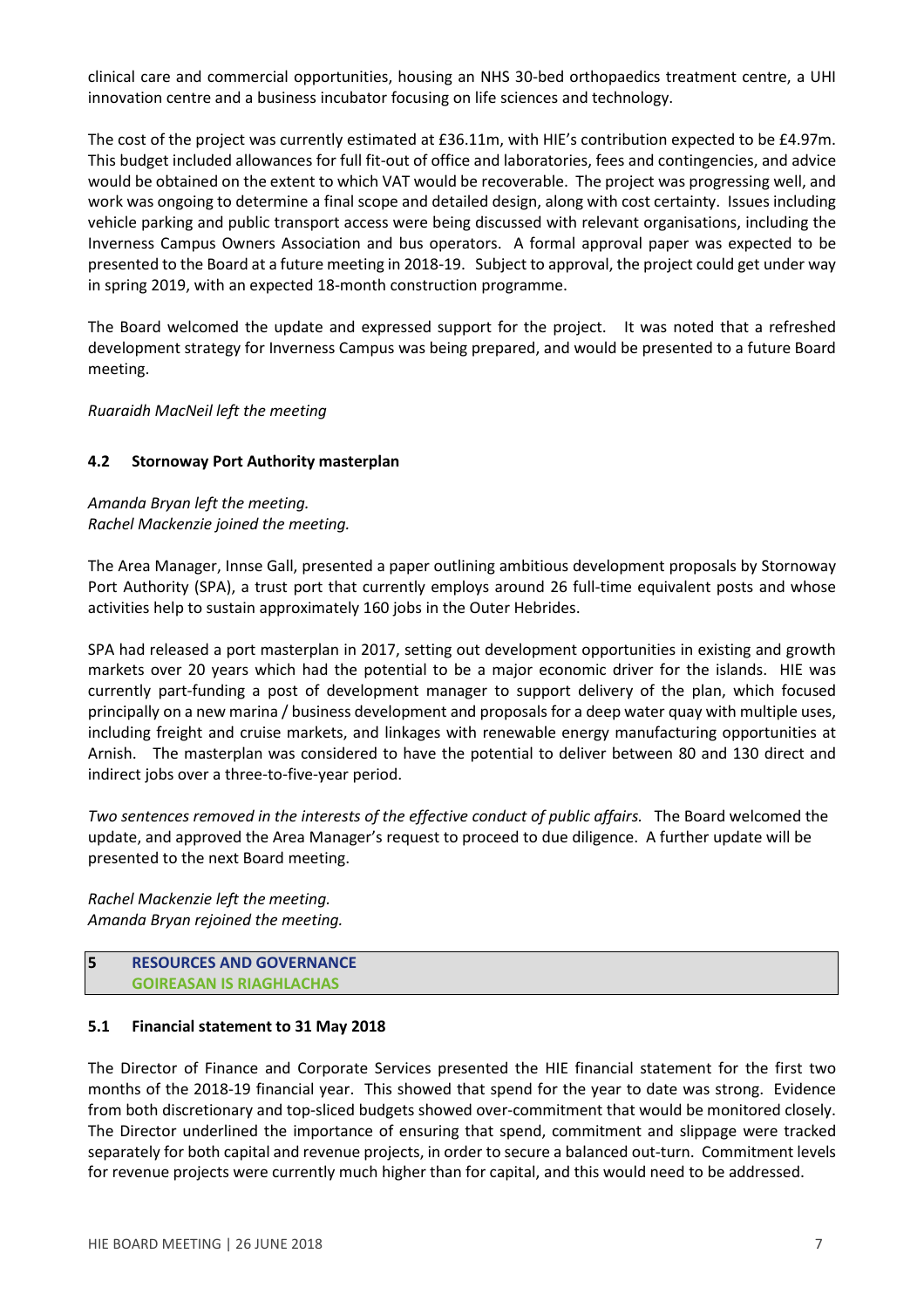clinical care and commercial opportunities, housing an NHS 30-bed orthopaedics treatment centre, a UHI innovation centre and a business incubator focusing on life sciences and technology.

The cost of the project was currently estimated at £36.11m, with HIE's contribution expected to be £4.97m. This budget included allowances for full fit-out of office and laboratories, fees and contingencies, and advice would be obtained on the extent to which VAT would be recoverable. The project was progressing well, and work was ongoing to determine a final scope and detailed design, along with cost certainty. Issues including vehicle parking and public transport access were being discussed with relevant organisations, including the Inverness Campus Owners Association and bus operators. A formal approval paper was expected to be presented to the Board at a future meeting in 2018-19. Subject to approval, the project could get under way in spring 2019, with an expected 18-month construction programme.

The Board welcomed the update and expressed support for the project. It was noted that a refreshed development strategy for Inverness Campus was being prepared, and would be presented to a future Board meeting.

*Ruaraidh MacNeil left the meeting*

### 4.2 Stornoway Port Authority masterplan

*Amanda Bryan left the meeting.*
*Rachel Mackenzie joined the meeting.*

The Area Manager, Innse Gall, presented a paper outlining ambitious development proposals by Stornoway Port Authority (SPA), a trust port that currently employs around 26 full-time equivalent posts and whose activities help to sustain approximately 160 jobs in the Outer Hebrides.

SPA had released a port masterplan in 2017, setting out development opportunities in existing and growth markets over 20 years which had the potential to be a major economic driver for the islands. HIE was currently part-funding a post of development manager to support delivery of the plan, which focused principally on a new marina / business development and proposals for a deep water quay with multiple uses, including freight and cruise markets, and linkages with renewable energy manufacturing opportunities at Arnish. The masterplan was considered to have the potential to deliver between 80 and 130 direct and indirect jobs over a three-to-five-year period.

*Two sentences removed in the interests of the effective conduct of public affairs.* The Board welcomed the update, and approved the Area Manager's request to proceed to due diligence. A further update will be presented to the next Board meeting.

*Rachel Mackenzie left the meeting.*
*Amanda Bryan rejoined the meeting.*

## 5 RESOURCES AND GOVERNANCE
## GOIREASAN IS RIAGHLACHAS

### 5.1 Financial statement to 31 May 2018

The Director of Finance and Corporate Services presented the HIE financial statement for the first two months of the 2018-19 financial year. This showed that spend for the year to date was strong. Evidence from both discretionary and top-sliced budgets showed over-commitment that would be monitored closely. The Director underlined the importance of ensuring that spend, commitment and slippage were tracked separately for both capital and revenue projects, in order to secure a balanced out-turn. Commitment levels for revenue projects were currently much higher than for capital, and this would need to be addressed.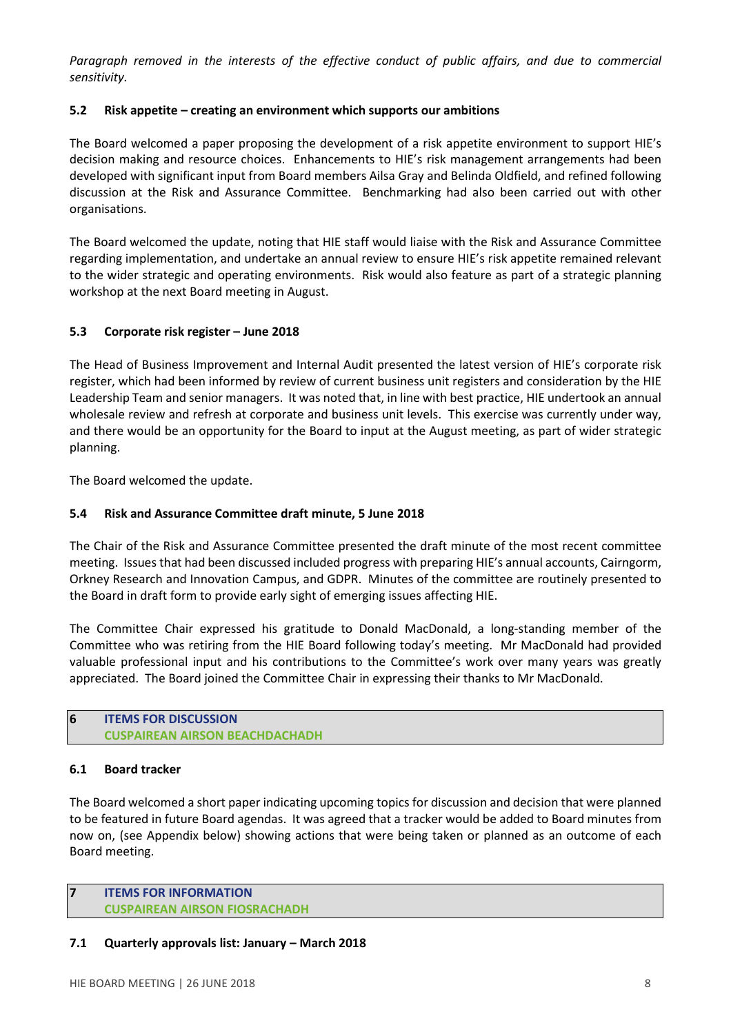*Paragraph removed in the interests of the effective conduct of public affairs, and due to commercial sensitivity.*

### 5.2 Risk appetite – creating an environment which supports our ambitions

The Board welcomed a paper proposing the development of a risk appetite environment to support HIE's decision making and resource choices. Enhancements to HIE's risk management arrangements had been developed with significant input from Board members Ailsa Gray and Belinda Oldfield, and refined following discussion at the Risk and Assurance Committee. Benchmarking had also been carried out with other organisations.

The Board welcomed the update, noting that HIE staff would liaise with the Risk and Assurance Committee regarding implementation, and undertake an annual review to ensure HIE's risk appetite remained relevant to the wider strategic and operating environments. Risk would also feature as part of a strategic planning workshop at the next Board meeting in August.

### 5.3 Corporate risk register – June 2018

The Head of Business Improvement and Internal Audit presented the latest version of HIE's corporate risk register, which had been informed by review of current business unit registers and consideration by the HIE Leadership Team and senior managers. It was noted that, in line with best practice, HIE undertook an annual wholesale review and refresh at corporate and business unit levels. This exercise was currently under way, and there would be an opportunity for the Board to input at the August meeting, as part of wider strategic planning.

The Board welcomed the update.

### 5.4 Risk and Assurance Committee draft minute, 5 June 2018

The Chair of the Risk and Assurance Committee presented the draft minute of the most recent committee meeting. Issues that had been discussed included progress with preparing HIE's annual accounts, Cairngorm, Orkney Research and Innovation Campus, and GDPR. Minutes of the committee are routinely presented to the Board in draft form to provide early sight of emerging issues affecting HIE.

The Committee Chair expressed his gratitude to Donald MacDonald, a long-standing member of the Committee who was retiring from the HIE Board following today's meeting. Mr MacDonald had provided valuable professional input and his contributions to the Committee's work over many years was greatly appreciated. The Board joined the Committee Chair in expressing their thanks to Mr MacDonald.

## 6 ITEMS FOR DISCUSSION
## CUSPAIREAN AIRSON BEACHDACHADH

### 6.1 Board tracker

The Board welcomed a short paper indicating upcoming topics for discussion and decision that were planned to be featured in future Board agendas. It was agreed that a tracker would be added to Board minutes from now on, (see Appendix below) showing actions that were being taken or planned as an outcome of each Board meeting.

## 7 ITEMS FOR INFORMATION
## CUSPAIREAN AIRSON FIOSRACHADH

### 7.1 Quarterly approvals list: January – March 2018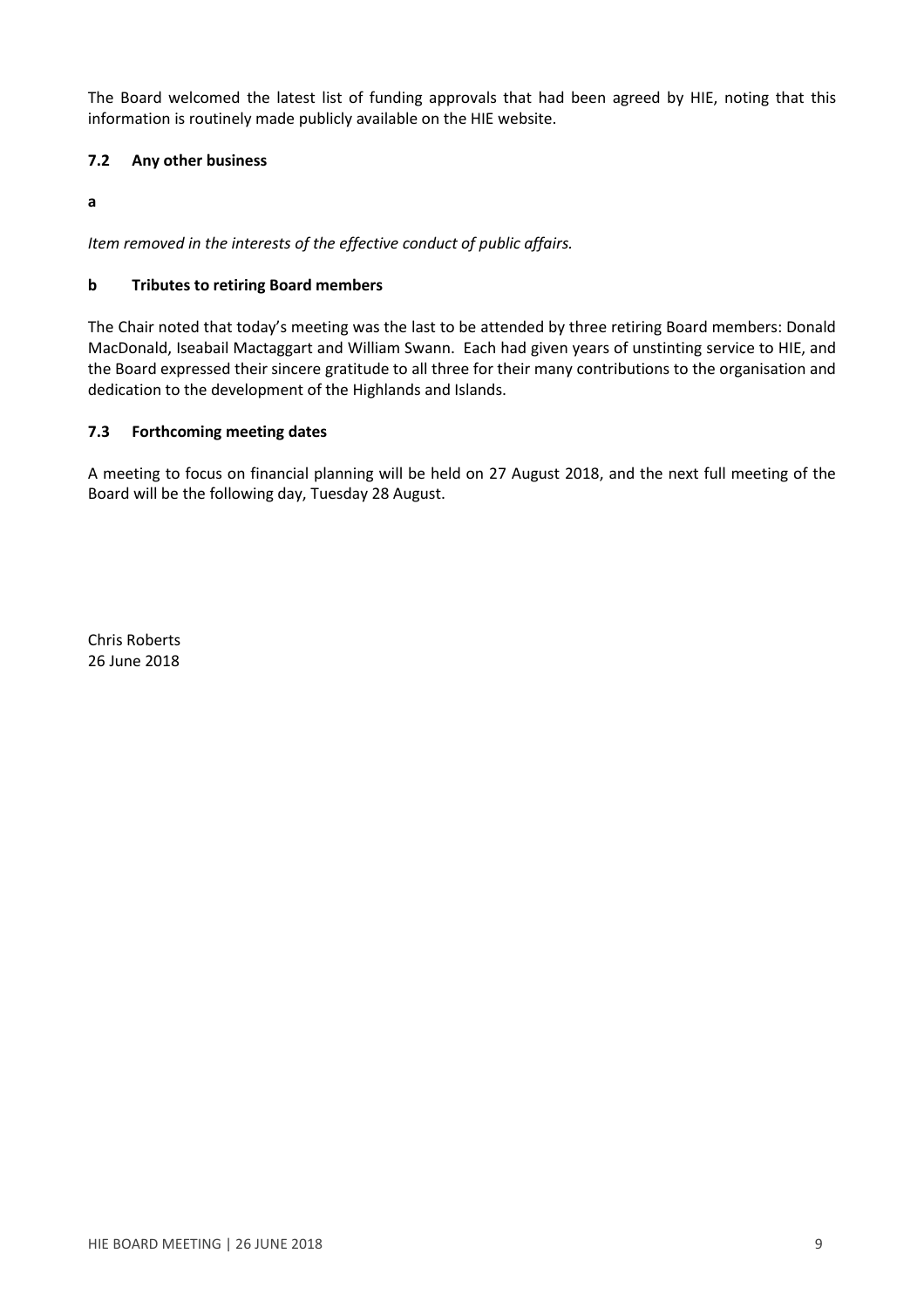The Board welcomed the latest list of funding approvals that had been agreed by HIE, noting that this information is routinely made publicly available on the HIE website.

### 7.2 Any other business

**a**

*Item removed in the interests of the effective conduct of public affairs.*

**b Tributes to retiring Board members**

The Chair noted that today's meeting was the last to be attended by three retiring Board members: Donald MacDonald, Iseabail Mactaggart and William Swann. Each had given years of unstinting service to HIE, and the Board expressed their sincere gratitude to all three for their many contributions to the organisation and dedication to the development of the Highlands and Islands.

### 7.3 Forthcoming meeting dates

A meeting to focus on financial planning will be held on 27 August 2018, and the next full meeting of the Board will be the following day, Tuesday 28 August.

Chris Roberts
26 June 2018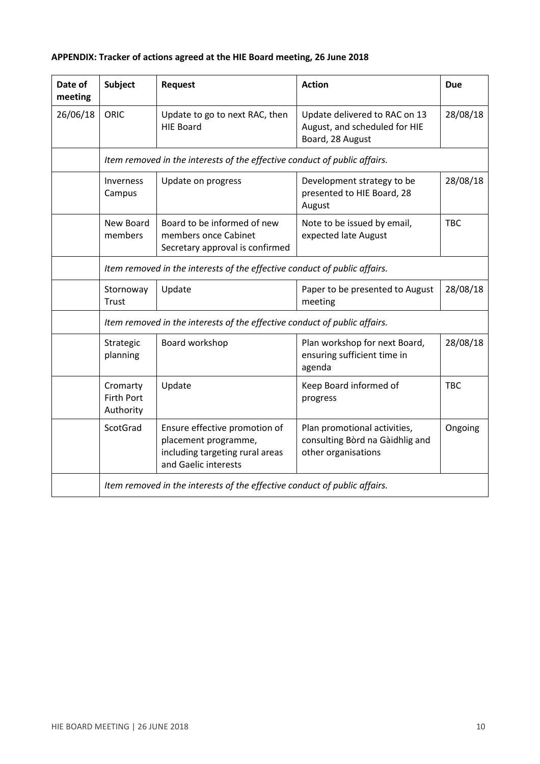**APPENDIX: Tracker of actions agreed at the HIE Board meeting, 26 June 2018**

| Date of meeting | Subject | Request | Action | Due |
|---|---|---|---|---|
| 26/06/18 | ORIC | Update to go to next RAC, then HIE Board | Update delivered to RAC on 13 August, and scheduled for HIE Board, 28 August | 28/08/18 |
| | *Item removed in the interests of the effective conduct of public affairs.* | | | |
| | Inverness Campus | Update on progress | Development strategy to be presented to HIE Board, 28 August | 28/08/18 |
| | New Board members | Board to be informed of new members once Cabinet Secretary approval is confirmed | Note to be issued by email, expected late August | TBC |
| | *Item removed in the interests of the effective conduct of public affairs.* | | | |
| | Stornoway Trust | Update | Paper to be presented to August meeting | 28/08/18 |
| | *Item removed in the interests of the effective conduct of public affairs.* | | | |
| | Strategic planning | Board workshop | Plan workshop for next Board, ensuring sufficient time in agenda | 28/08/18 |
| | Cromarty Firth Port Authority | Update | Keep Board informed of progress | TBC |
| | ScotGrad | Ensure effective promotion of placement programme, including targeting rural areas and Gaelic interests | Plan promotional activities, consulting Bòrd na Gàidhlig and other organisations | Ongoing |
| | *Item removed in the interests of the effective conduct of public affairs.* | | | |